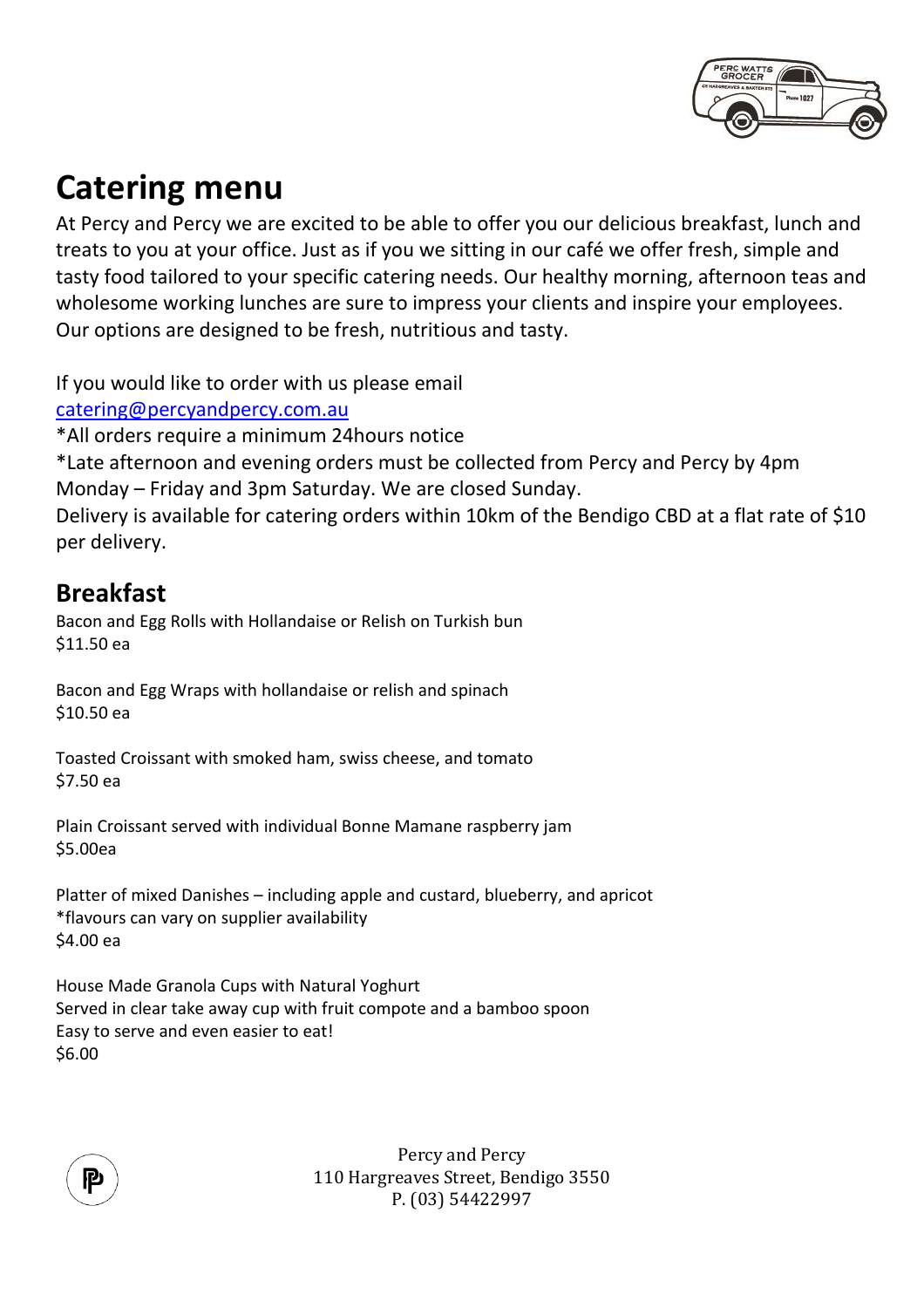# Catering menu

At Percy and Percy we are excited to be able to offer you our delicious breakfast, lunch and treats to you at your office. Just as if you we sitting in our café we offer fresh, simple and tasty food tailored to your specific catering needs. Our healthy morning, afternoon teas and wholesome working lunches are sure to impress your clients and inspire your employees. Our options are designed to be fresh, nutritious and tasty.

If you would like to order with us please email
[catering@percyandpercy.com.au](mailto:catering@percyandpercy.com.au)
*All orders require a minimum 24hours notice
*Late afternoon and evening orders must be collected from Percy and Percy by 4pm Monday – Friday and 3pm Saturday. We are closed Sunday.
Delivery is available for catering orders within 10km of the Bendigo CBD at a flat rate of $10 per delivery.

## Breakfast

Bacon and Egg Rolls with Hollandaise or Relish on Turkish bun
$11.50 ea

Bacon and Egg Wraps with hollandaise or relish and spinach
$10.50 ea

Toasted Croissant with smoked ham, swiss cheese, and tomato
$7.50 ea

Plain Croissant served with individual Bonne Mamane raspberry jam
$5.00ea

Platter of mixed Danishes – including apple and custard, blueberry, and apricot
*flavours can vary on supplier availability
$4.00 ea

House Made Granola Cups with Natural Yoghurt
Served in clear take away cup with fruit compote and a bamboo spoon
Easy to serve and even easier to eat!
$6.00

Percy and Percy
110 Hargreaves Street, Bendigo 3550
P. (03) 54422997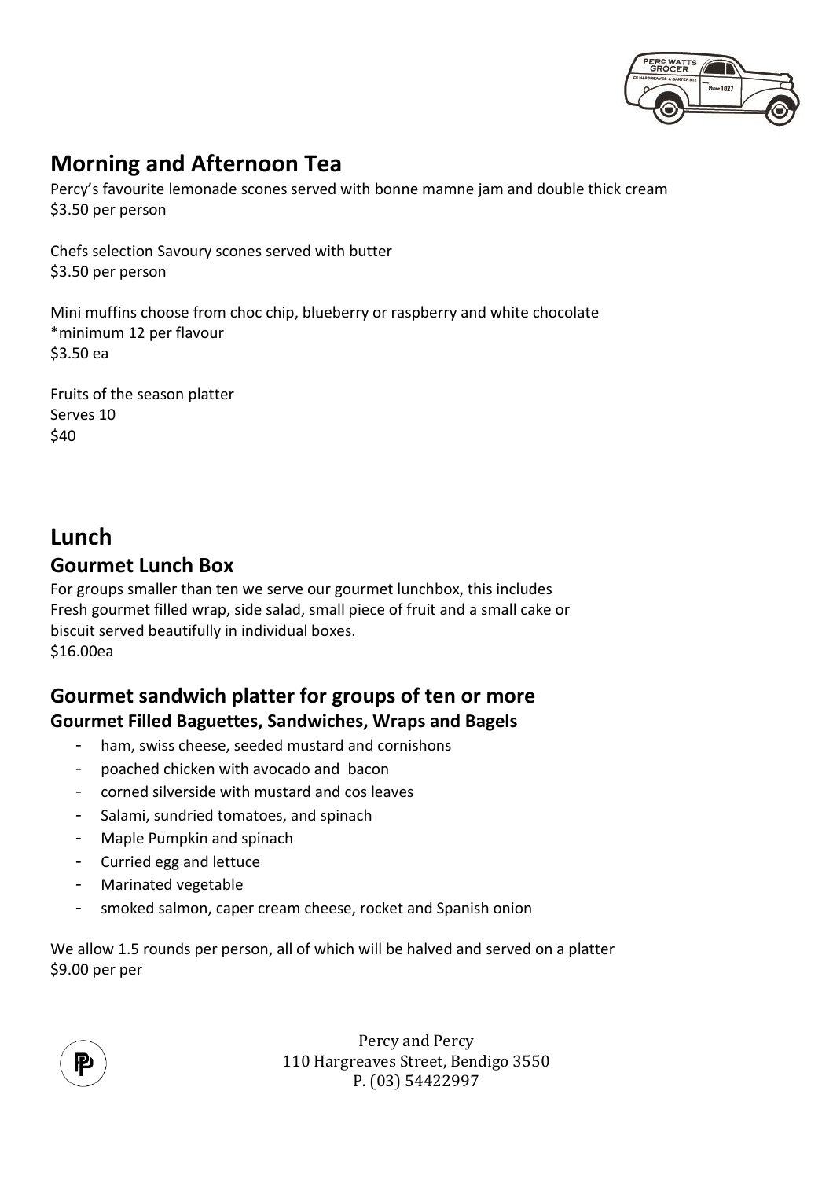## Morning and Afternoon Tea

Percy's favourite lemonade scones served with bonne mamne jam and double thick cream
$3.50 per person

Chefs selection Savoury scones served with butter
$3.50 per person

Mini muffins choose from choc chip, blueberry or raspberry and white chocolate
*minimum 12 per flavour
$3.50 ea

Fruits of the season platter
Serves 10
$40

## Lunch

### Gourmet Lunch Box

For groups smaller than ten we serve our gourmet lunchbox, this includes
Fresh gourmet filled wrap, side salad, small piece of fruit and a small cake or
biscuit served beautifully in individual boxes.
$16.00ea

### Gourmet sandwich platter for groups of ten or more

**Gourmet Filled Baguettes, Sandwiches, Wraps and Bagels**

- ham, swiss cheese, seeded mustard and cornishons
- poached chicken with avocado and bacon
- corned silverside with mustard and cos leaves
- Salami, sundried tomatoes, and spinach
- Maple Pumpkin and spinach
- Curried egg and lettuce
- Marinated vegetable
- smoked salmon, caper cream cheese, rocket and Spanish onion

We allow 1.5 rounds per person, all of which will be halved and served on a platter
$9.00 per per

Percy and Percy
110 Hargreaves Street, Bendigo 3550
P. (03) 54422997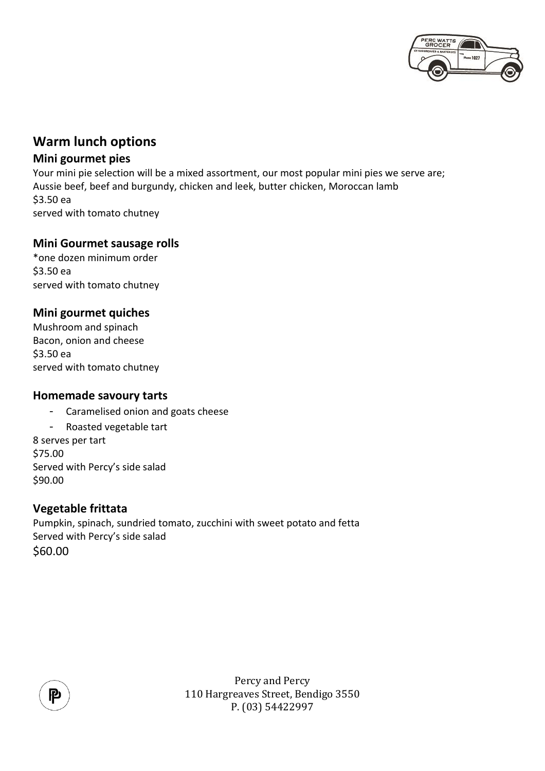## Warm lunch options

### Mini gourmet pies

Your mini pie selection will be a mixed assortment, our most popular mini pies we serve are; Aussie beef, beef and burgundy, chicken and leek, butter chicken, Moroccan lamb
$3.50 ea
served with tomato chutney

### Mini Gourmet sausage rolls

*one dozen minimum order
$3.50 ea
served with tomato chutney

### Mini gourmet quiches

Mushroom and spinach
Bacon, onion and cheese
$3.50 ea
served with tomato chutney

### Homemade savoury tarts

- Caramelised onion and goats cheese
- Roasted vegetable tart

8 serves per tart
$75.00
Served with Percy's side salad
$90.00

### Vegetable frittata

Pumpkin, spinach, sundried tomato, zucchini with sweet potato and fetta
Served with Percy's side salad
$60.00

Percy and Percy
110 Hargreaves Street, Bendigo 3550
P. (03) 54422997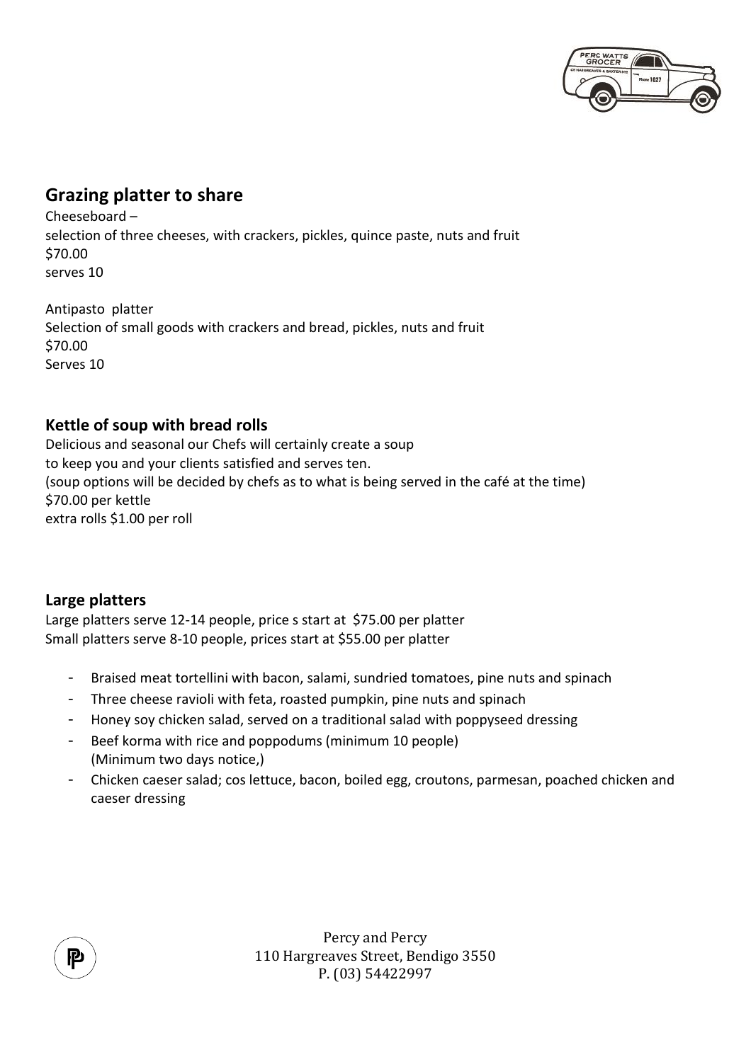## Grazing platter to share

Cheeseboard –
selection of three cheeses, with crackers, pickles, quince paste, nuts and fruit
$70.00
serves 10

Antipasto platter
Selection of small goods with crackers and bread, pickles, nuts and fruit
$70.00
Serves 10

## Kettle of soup with bread rolls

Delicious and seasonal our Chefs will certainly create a soup
to keep you and your clients satisfied and serves ten.
(soup options will be decided by chefs as to what is being served in the café at the time)
$70.00 per kettle
extra rolls $1.00 per roll

## Large platters

Large platters serve 12-14 people, price s start at $75.00 per platter
Small platters serve 8-10 people, prices start at $55.00 per platter

- Braised meat tortellini with bacon, salami, sundried tomatoes, pine nuts and spinach
- Three cheese ravioli with feta, roasted pumpkin, pine nuts and spinach
- Honey soy chicken salad, served on a traditional salad with poppyseed dressing
- Beef korma with rice and poppodums (minimum 10 people)
  (Minimum two days notice,)
- Chicken caeser salad; cos lettuce, bacon, boiled egg, croutons, parmesan, poached chicken and caeser dressing

Percy and Percy
110 Hargreaves Street, Bendigo 3550
P. (03) 54422997